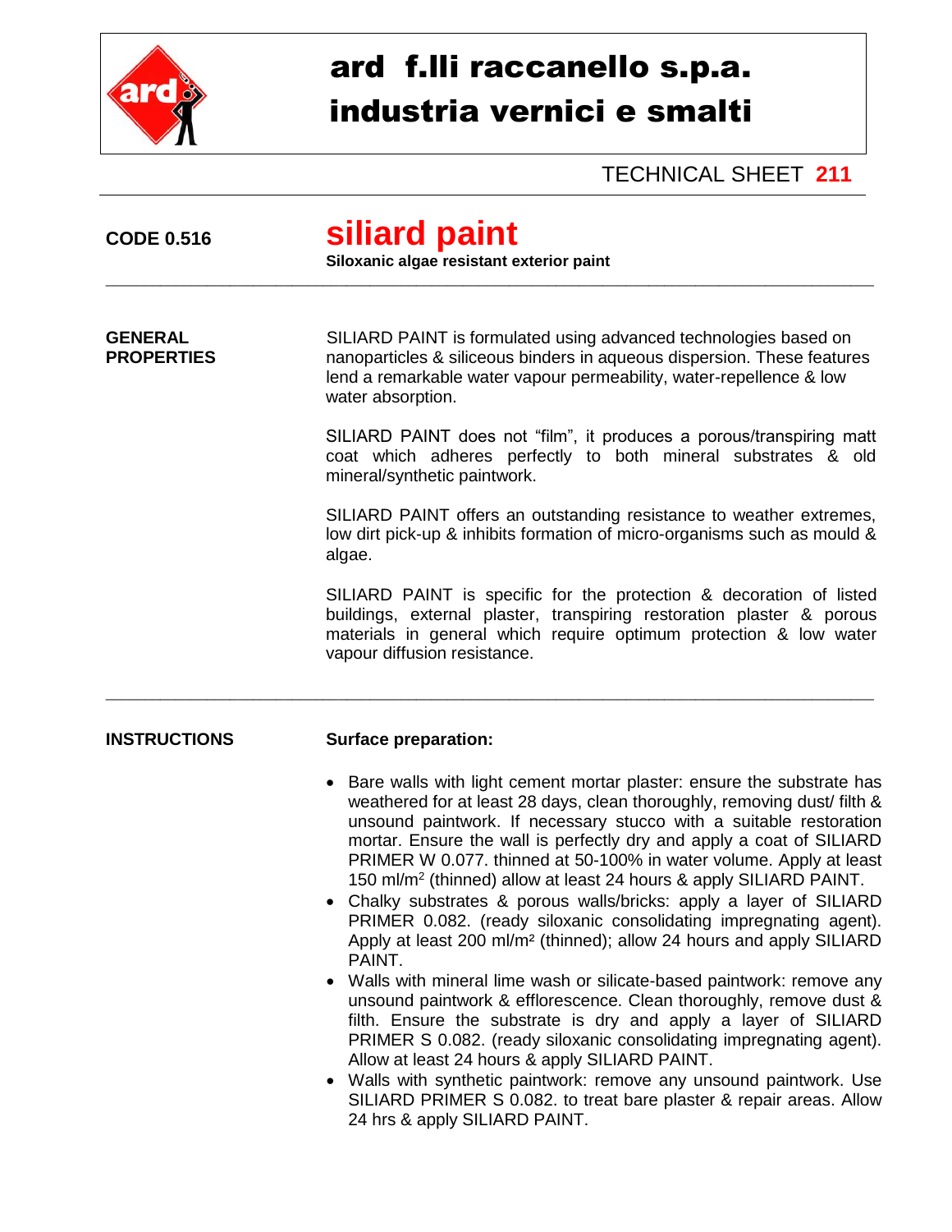# ard f.lli raccanello s.p.a.
# industria vernici e smalti

TECHNICAL SHEET **211**

**CODE 0.516**

## siliard paint

**Siloxanic algae resistant exterior paint**

---

**GENERAL PROPERTIES**

SILIARD PAINT is formulated using advanced technologies based on nanoparticles & siliceous binders in aqueous dispersion. These features lend a remarkable water vapour permeability, water-repellence & low water absorption.

SILIARD PAINT does not "film", it produces a porous/transpiring matt coat which adheres perfectly to both mineral substrates & old mineral/synthetic paintwork.

SILIARD PAINT offers an outstanding resistance to weather extremes, low dirt pick-up & inhibits formation of micro-organisms such as mould & algae.

SILIARD PAINT is specific for the protection & decoration of listed buildings, external plaster, transpiring restoration plaster & porous materials in general which require optimum protection & low water vapour diffusion resistance.

---

**INSTRUCTIONS**

**Surface preparation:**

- Bare walls with light cement mortar plaster: ensure the substrate has weathered for at least 28 days, clean thoroughly, removing dust/ filth & unsound paintwork. If necessary stucco with a suitable restoration mortar. Ensure the wall is perfectly dry and apply a coat of SILIARD PRIMER W 0.077. thinned at 50-100% in water volume. Apply at least 150 ml/m² (thinned) allow at least 24 hours & apply SILIARD PAINT.
- Chalky substrates & porous walls/bricks: apply a layer of SILIARD PRIMER 0.082. (ready siloxanic consolidating impregnating agent). Apply at least 200 ml/m² (thinned); allow 24 hours and apply SILIARD PAINT.
- Walls with mineral lime wash or silicate-based paintwork: remove any unsound paintwork & efflorescence. Clean thoroughly, remove dust & filth. Ensure the substrate is dry and apply a layer of SILIARD PRIMER S 0.082. (ready siloxanic consolidating impregnating agent). Allow at least 24 hours & apply SILIARD PAINT.
- Walls with synthetic paintwork: remove any unsound paintwork. Use SILIARD PRIMER S 0.082. to treat bare plaster & repair areas. Allow 24 hrs & apply SILIARD PAINT.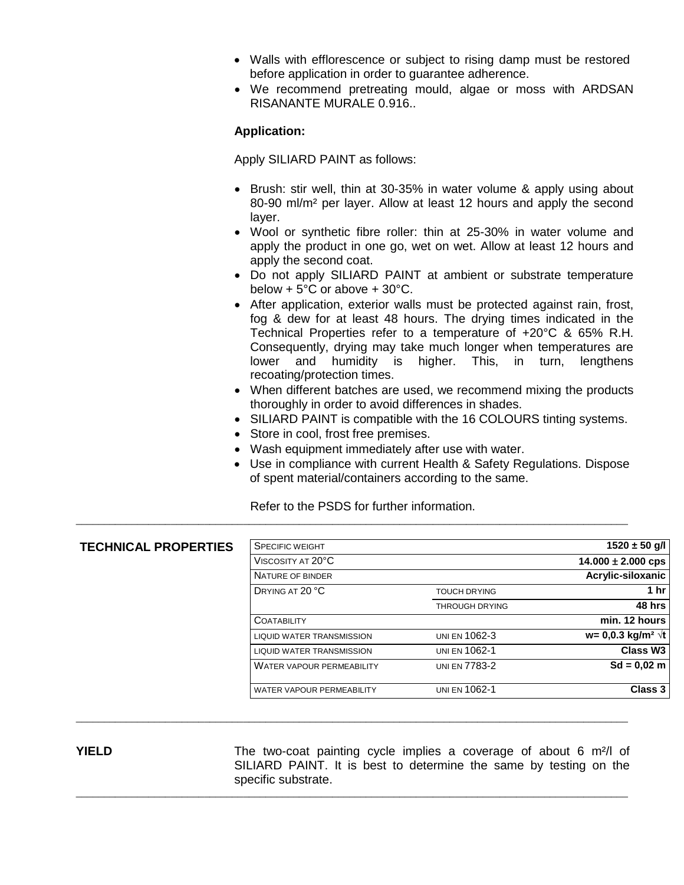- Walls with efflorescence or subject to rising damp must be restored before application in order to guarantee adherence.
- We recommend pretreating mould, algae or moss with ARDSAN RISANANTE MURALE 0.916..

**Application:**

Apply SILIARD PAINT as follows:

- Brush: stir well, thin at 30-35% in water volume & apply using about 80-90 ml/m² per layer. Allow at least 12 hours and apply the second layer.
- Wool or synthetic fibre roller: thin at 25-30% in water volume and apply the product in one go, wet on wet. Allow at least 12 hours and apply the second coat.
- Do not apply SILIARD PAINT at ambient or substrate temperature below + 5°C or above + 30°C.
- After application, exterior walls must be protected against rain, frost, fog & dew for at least 48 hours. The drying times indicated in the Technical Properties refer to a temperature of +20°C & 65% R.H. Consequently, drying may take much longer when temperatures are lower and humidity is higher. This, in turn, lengthens recoating/protection times.
- When different batches are used, we recommend mixing the products thoroughly in order to avoid differences in shades.
- SILIARD PAINT is compatible with the 16 COLOURS tinting systems.
- Store in cool, frost free premises.
- Wash equipment immediately after use with water.
- Use in compliance with current Health & Safety Regulations. Dispose of spent material/containers according to the same.

Refer to the PSDS for further information.

## TECHNICAL PROPERTIES

| | | |
|---|---|---|
| SPECIFIC WEIGHT | | **1520 ± 50 g/l** |
| VISCOSITY AT 20°C | | **14.000 ± 2.000 cps** |
| NATURE OF BINDER | | **Acrylic-siloxanic** |
| DRYING AT 20 °C | TOUCH DRYING | **1 hr** |
| | THROUGH DRYING | **48 hrs** |
| COATABILITY | | **min. 12 hours** |
| LIQUID WATER TRANSMISSION | UNI EN 1062-3 | **w= 0,0.3 kg/m² √t** |
| LIQUID WATER TRANSMISSION | UNI EN 1062-1 | **Class W3** |
| WATER VAPOUR PERMEABILITY | UNI EN 7783-2 | **Sd = 0,02 m** |
| WATER VAPOUR PERMEABILITY | UNI EN 1062-1 | **Class 3** |

## YIELD

The two-coat painting cycle implies a coverage of about 6 m²/l of SILIARD PAINT. It is best to determine the same by testing on the specific substrate.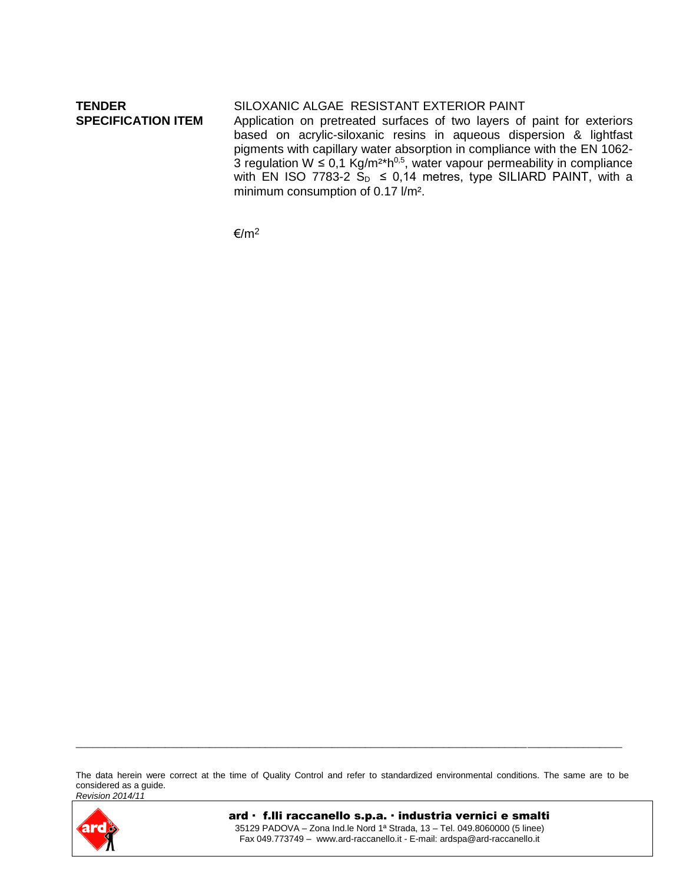**TENDER SPECIFICATION ITEM**

SILOXANIC ALGAE RESISTANT EXTERIOR PAINT

Application on pretreated surfaces of two layers of paint for exteriors based on acrylic-siloxanic resins in aqueous dispersion & lightfast pigments with capillary water absorption in compliance with the EN 1062-3 regulation $W \leq 0{,}1\ Kg/m^2 * h^{0{,}5}$, water vapour permeability in compliance with EN ISO 7783-2 $S_D \leq 0{,}14$ metres, type SILIARD PAINT, with a minimum consumption of 0.17 $l/m^2$.

€/$m^2$

The data herein were correct at the time of Quality Control and refer to standardized environmental conditions. The same are to be considered as a guide.

*Revision 2014/11*

**ard · f.lli raccanello s.p.a. · industria vernici e smalti**

35129 PADOVA – Zona Ind.le Nord 1ª Strada, 13 – Tel. 049.8060000 (5 linee)

Fax 049.773749 – www.ard-raccanello.it - E-mail: ardspa@ard-raccanello.it